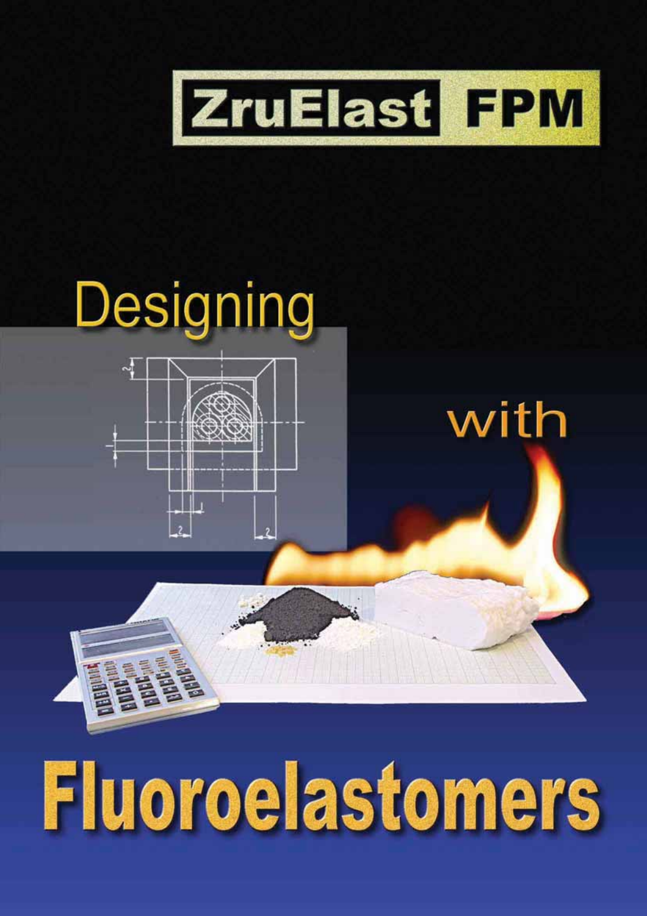# ZruElast FPM

# Designing with Fluoroelastomers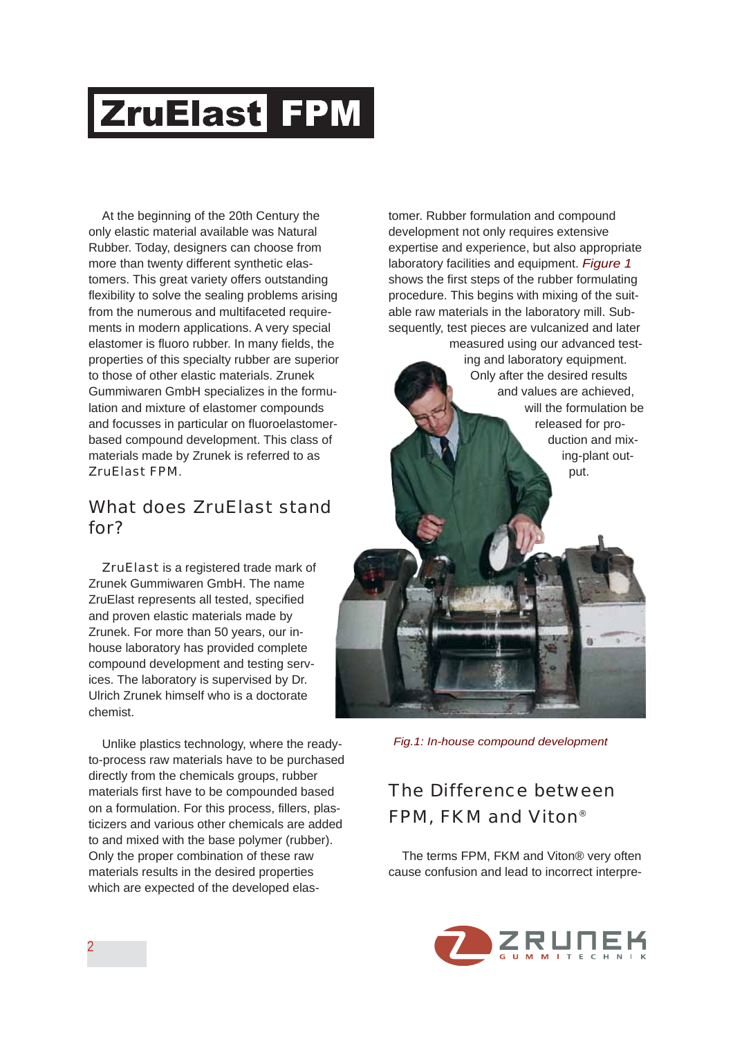# ZruElast FPM

At the beginning of the 20th Century the only elastic material available was Natural Rubber. Today, designers can choose from more than twenty different synthetic elastomers. This great variety offers outstanding flexibility to solve the sealing problems arising from the numerous and multifaceted requirements in modern applications. A very special elastomer is fluoro rubber. In many fields, the properties of this specialty rubber are superior to those of other elastic materials. Zrunek Gummiwaren GmbH specializes in the formulation and mixture of elastomer compounds and focusses in particular on fluoroelastomer-based compound development. This class of materials made by Zrunek is referred to as ZruElast FPM.

## What does ZruElast stand for?

ZruElast is a registered trade mark of Zrunek Gummiwaren GmbH. The name ZruElast represents all tested, specified and proven elastic materials made by Zrunek. For more than 50 years, our in-house laboratory has provided complete compound development and testing services. The laboratory is supervised by Dr. Ulrich Zrunek himself who is a doctorate chemist.

Unlike plastics technology, where the ready-to-process raw materials have to be purchased directly from the chemicals groups, rubber materials first have to be compounded based on a formulation. For this process, fillers, plasticizers and various other chemicals are added to and mixed with the base polymer (rubber). Only the proper combination of these raw materials results in the desired properties which are expected of the developed elastomer. Rubber formulation and compound development not only requires extensive expertise and experience, but also appropriate laboratory facilities and equipment. *Figure 1* shows the first steps of the rubber formulating procedure. This begins with mixing of the suitable raw materials in the laboratory mill. Subsequently, test pieces are vulcanized and later measured using our advanced testing and laboratory equipment. Only after the desired results and values are achieved, will the formulation be released for production and mixing-plant output.

*Fig.1: In-house compound development*

## The Difference between FPM, FKM and Viton®

The terms FPM, FKM and Viton® very often cause confusion and lead to incorrect interpre-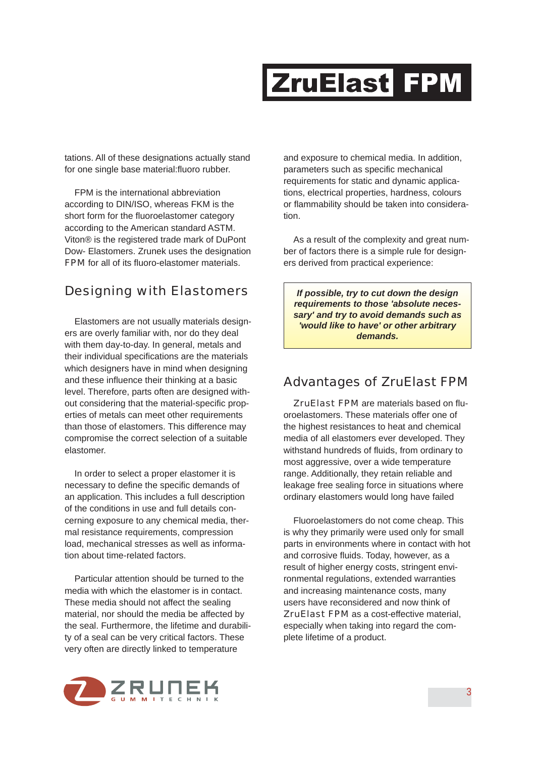tations. All of these designations actually stand for one single base material:fluoro rubber.

FPM is the international abbreviation according to DIN/ISO, whereas FKM is the short form for the fluoroelastomer category according to the American standard ASTM. Viton® is the registered trade mark of DuPont Dow- Elastomers. Zrunek uses the designation FPM for all of its fluoro-elastomer materials.

## Designing with Elastomers

Elastomers are not usually materials designers are overly familiar with, nor do they deal with them day-to-day. In general, metals and their individual specifications are the materials which designers have in mind when designing and these influence their thinking at a basic level. Therefore, parts often are designed without considering that the material-specific properties of metals can meet other requirements than those of elastomers. This difference may compromise the correct selection of a suitable elastomer.

In order to select a proper elastomer it is necessary to define the specific demands of an application. This includes a full description of the conditions in use and full details concerning exposure to any chemical media, thermal resistance requirements, compression load, mechanical stresses as well as information about time-related factors.

Particular attention should be turned to the media with which the elastomer is in contact. These media should not affect the sealing material, nor should the media be affected by the seal. Furthermore, the lifetime and durability of a seal can be very critical factors. These very often are directly linked to temperature and exposure to chemical media. In addition, parameters such as specific mechanical requirements for static and dynamic applications, electrical properties, hardness, colours or flammability should be taken into consideration.

As a result of the complexity and great number of factors there is a simple rule for designers derived from practical experience:

***If possible, try to cut down the design requirements to those 'absolute necessary' and try to avoid demands such as 'would like to have' or other arbitrary demands.***

## Advantages of ZruElast FPM

ZruElast FPM are materials based on fluoroelastomers. These materials offer one of the highest resistances to heat and chemical media of all elastomers ever developed. They withstand hundreds of fluids, from ordinary to most aggressive, over a wide temperature range. Additionally, they retain reliable and leakage free sealing force in situations where ordinary elastomers would long have failed

Fluoroelastomers do not come cheap. This is why they primarily were used only for small parts in environments where in contact with hot and corrosive fluids. Today, however, as a result of higher energy costs, stringent environmental regulations, extended warranties and increasing maintenance costs, many users have reconsidered and now think of ZruElast FPM as a cost-effective material, especially when taking into regard the complete lifetime of a product.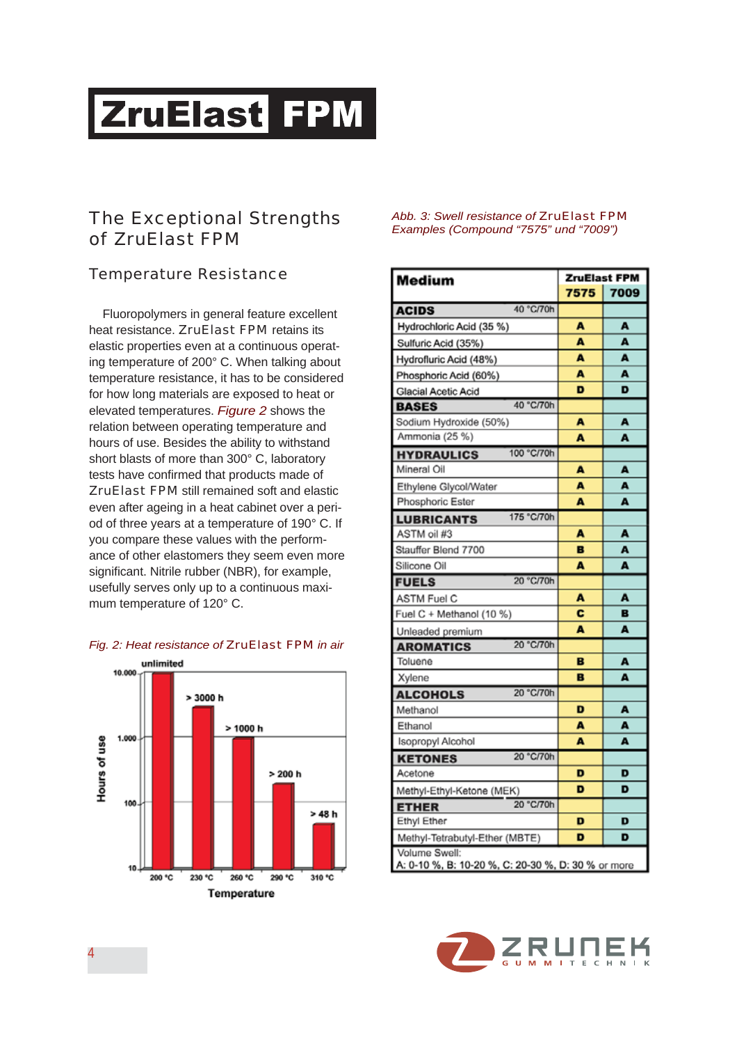# ZruElast FPM

## The Exceptional Strengths of ZruElast FPM

### Temperature Resistance

Fluoropolymers in general feature excellent heat resistance. ZruElast FPM retains its elastic properties even at a continuous operating temperature of 200° C. When talking about temperature resistance, it has to be considered for how long materials are exposed to heat or elevated temperatures. *Figure 2* shows the relation between operating temperature and hours of use. Besides the ability to withstand short blasts of more than 300° C, laboratory tests have confirmed that products made of ZruElast FPM still remained soft and elastic even after ageing in a heat cabinet over a period of three years at a temperature of 190° C. If you compare these values with the performance of other elastomers they seem even more significant. Nitrile rubber (NBR), for example, usefully serves only up to a continuous maximum temperature of 120° C.

*Fig. 2: Heat resistance of ZruElast FPM in air*

| Temperature | Hours of use |
|---|---|
| 200 °C | unlimited |
| 230 °C | > 3000 h |
| 260 °C | > 1000 h |
| 290 °C | > 200 h |
| 310 °C | > 48 h |

*Abb. 3: Swell resistance of ZruElast FPM Examples (Compound "7575" und "7009")*

| Medium | | ZruElast FPM | |
|---|---|---|---|
| | | 7575 | 7009 |
| **ACIDS** | 40 °C/70h | | |
| Hydrochloric Acid (35 %) | | A | A |
| Sulfuric Acid (35%) | | A | A |
| Hydrofluric Acid (48%) | | A | A |
| Phosphoric Acid (60%) | | A | A |
| Glacial Acetic Acid | | D | D |
| **BASES** | 40 °C/70h | | |
| Sodium Hydroxide (50%) | | A | A |
| Ammonia (25 %) | | A | A |
| **HYDRAULICS** | 100 °C/70h | | |
| Mineral Oil | | A | A |
| Ethylene Glycol/Water | | A | A |
| Phosphoric Ester | | A | A |
| **LUBRICANTS** | 175 °C/70h | | |
| ASTM oil #3 | | A | A |
| Stauffer Blend 7700 | | B | A |
| Silicone Oil | | A | A |
| **FUELS** | 20 °C/70h | | |
| ASTM Fuel C | | A | A |
| Fuel C + Methanol (10 %) | | C | B |
| Unleaded premium | | A | A |
| **AROMATICS** | 20 °C/70h | | |
| Toluene | | B | A |
| Xylene | | B | A |
| **ALCOHOLS** | 20 °C/70h | | |
| Methanol | | D | A |
| Ethanol | | A | A |
| Isopropyl Alcohol | | A | A |
| **KETONES** | 20 °C/70h | | |
| Acetone | | D | D |
| Methyl-Ethyl-Ketone (MEK) | | D | D |
| **ETHER** | 20 °C/70h | | |
| Ethyl Ether | | D | D |
| Methyl-Tetrabutyl-Ether (MBTE) | | D | D |

Volume Swell:
A: 0-10 %, B: 10-20 %, C: 20-30 %, D: 30 % or more

ZRUNEK GUMMITECHNIK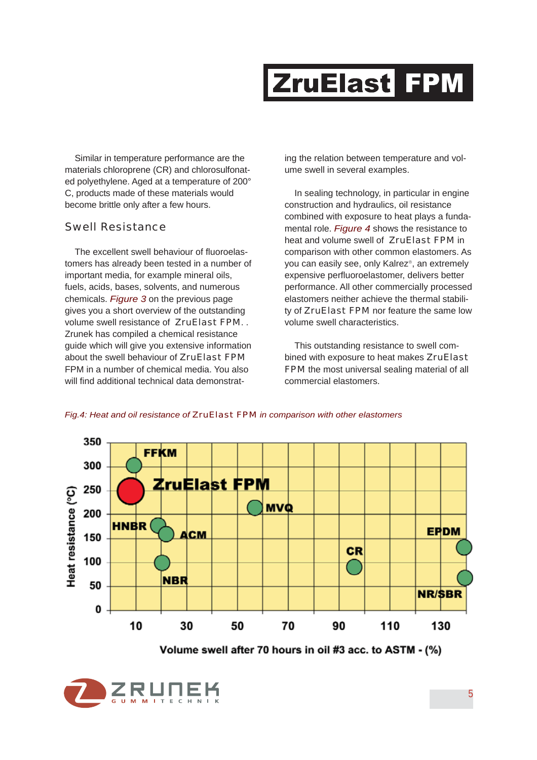Similar in temperature performance are the materials chloroprene (CR) and chlorosulfonated polyethylene. Aged at a temperature of 200° C, products made of these materials would become brittle only after a few hours.

## Swell Resistance

The excellent swell behaviour of fluoroelastomers has already been tested in a number of important media, for example mineral oils, fuels, acids, bases, solvents, and numerous chemicals. *Figure 3* on the previous page gives you a short overview of the outstanding volume swell resistance of ZruElast FPM. . Zrunek has compiled a chemical resistance guide which will give you extensive information about the swell behaviour of ZruElast FPM FPM in a number of chemical media. You also will find additional technical data demonstrating the relation between temperature and volume swell in several examples.

In sealing technology, in particular in engine construction and hydraulics, oil resistance combined with exposure to heat plays a fundamental role. *Figure 4* shows the resistance to heat and volume swell of ZruElast FPM in comparison with other common elastomers. As you can easily see, only Kalrez®, an extremely expensive perfluoroelastomer, delivers better performance. All other commercially processed elastomers neither achieve the thermal stability of ZruElast FPM nor feature the same low volume swell characteristics.

This outstanding resistance to swell combined with exposure to heat makes ZruElast FPM the most universal sealing material of all commercial elastomers.

*Fig.4: Heat and oil resistance of ZruElast FPM in comparison with other elastomers*

Heat resistance (°C) vs. Volume swell after 70 hours in oil #3 acc. to ASTM - (%)

Labels: FFKM, ZruElast FPM, MVQ, HNBR, ACM, NBR, CR, EPDM, NR/SBR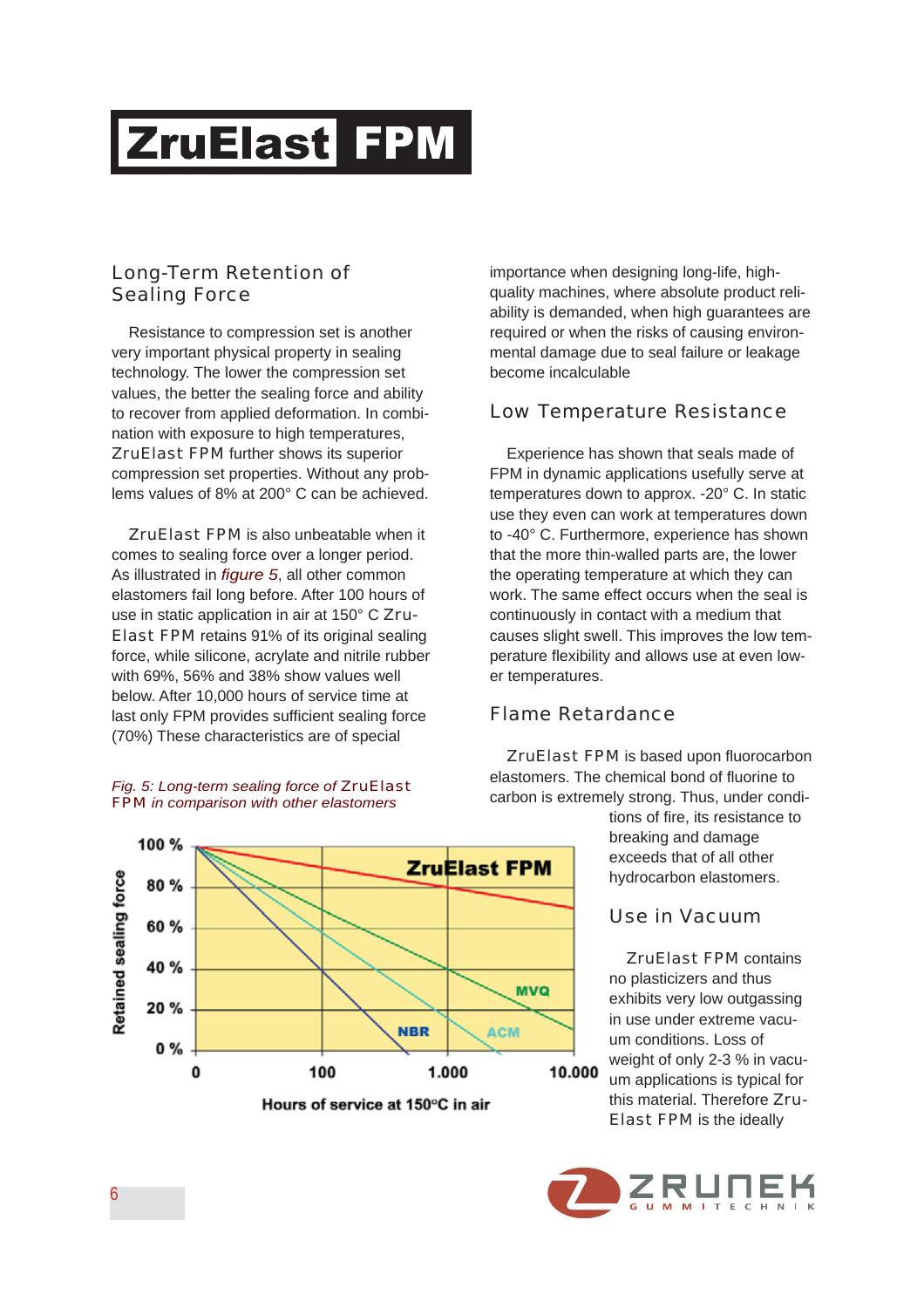# ZruElast FPM

## Long-Term Retention of Sealing Force

Resistance to compression set is another very important physical property in sealing technology. The lower the compression set values, the better the sealing force and ability to recover from applied deformation. In combination with exposure to high temperatures, ZruElast FPM further shows its superior compression set properties. Without any problems values of 8% at 200° C can be achieved.

ZruElast FPM is also unbeatable when it comes to sealing force over a longer period. As illustrated in *figure 5*, all other common elastomers fail long before. After 100 hours of use in static application in air at 150° C ZruElast FPM retains 91% of its original sealing force, while silicone, acrylate and nitrile rubber with 69%, 56% and 38% show values well below. After 10,000 hours of service time at last only FPM provides sufficient sealing force (70%) These characteristics are of special importance when designing long-life, high-quality machines, where absolute product reliability is demanded, when high guarantees are required or when the risks of causing environmental damage due to seal failure or leakage become incalculable

*Fig. 5: Long-term sealing force of ZruElast FPM in comparison with other elastomers*

## Low Temperature Resistance

Experience has shown that seals made of FPM in dynamic applications usefully serve at temperatures down to approx. -20° C. In static use they even can work at temperatures down to -40° C. Furthermore, experience has shown that the more thin-walled parts are, the lower the operating temperature at which they can work. The same effect occurs when the seal is continuously in contact with a medium that causes slight swell. This improves the low temperature flexibility and allows use at even lower temperatures.

## Flame Retardance

ZruElast FPM is based upon fluorocarbon elastomers. The chemical bond of fluorine to carbon is extremely strong. Thus, under conditions of fire, its resistance to breaking and damage exceeds that of all other hydrocarbon elastomers.

## Use in Vacuum

ZruElast FPM contains no plasticizers and thus exhibits very low outgassing in use under extreme vacuum conditions. Loss of weight of only 2-3 % in vacuum applications is typical for this material. Therefore ZruElast FPM is the ideally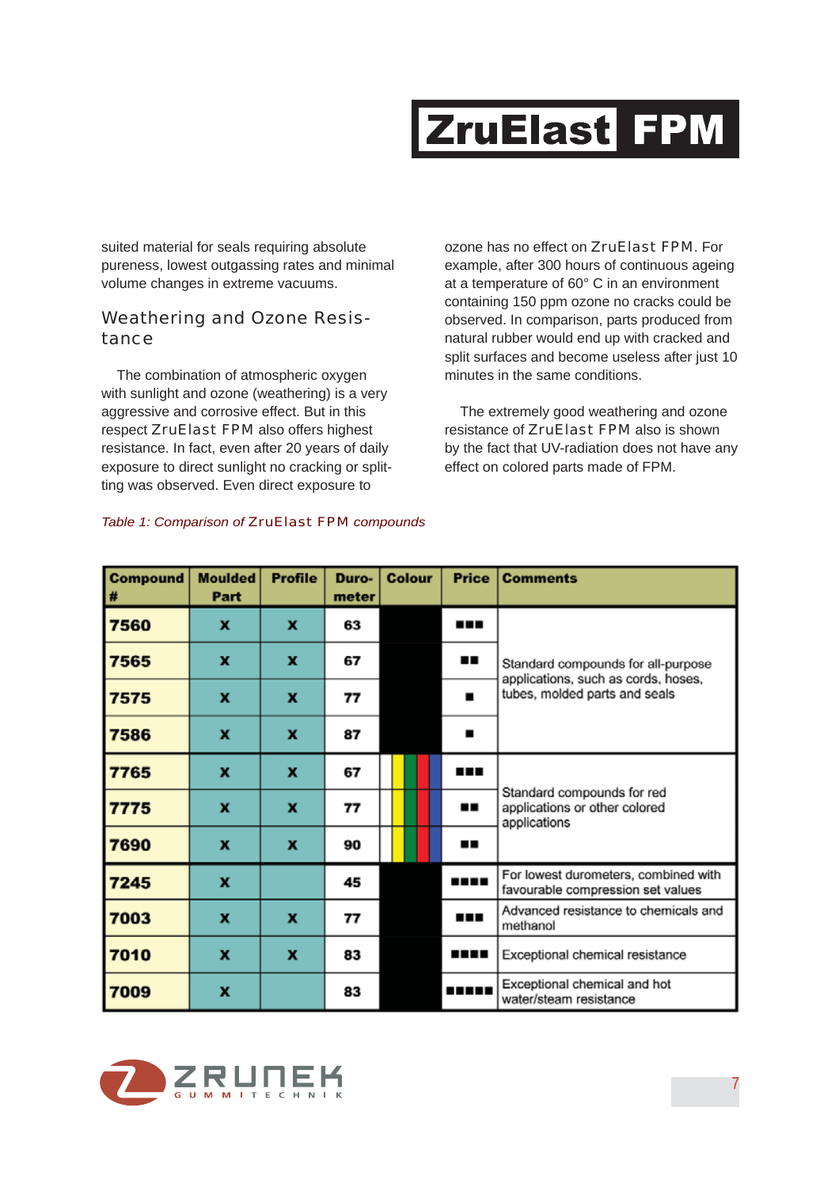suited material for seals requiring absolute pureness, lowest outgassing rates and minimal volume changes in extreme vacuums.

## Weathering and Ozone Resistance

The combination of atmospheric oxygen with sunlight and ozone (weathering) is a very aggressive and corrosive effect. But in this respect ZruElast FPM also offers highest resistance. In fact, even after 20 years of daily exposure to direct sunlight no cracking or splitting was observed. Even direct exposure to ozone has no effect on ZruElast FPM. For example, after 300 hours of continuous ageing at a temperature of 60° C in an environment containing 150 ppm ozone no cracks could be observed. In comparison, parts produced from natural rubber would end up with cracked and split surfaces and become useless after just 10 minutes in the same conditions.

The extremely good weathering and ozone resistance of ZruElast FPM also is shown by the fact that UV-radiation does not have any effect on colored parts made of FPM.

*Table 1: Comparison of ZruElast FPM compounds*

| Compound # | Moulded Part | Profile | Durometer | Colour | Price | Comments |
|---|---|---|---|---|---|---|
| 7560 | x | x | 63 | black | ■■■ | Standard compounds for all-purpose applications, such as cords, hoses, tubes, molded parts and seals |
| 7565 | x | x | 67 | black | ■■ | |
| 7575 | x | x | 77 | black | ■ | |
| 7586 | x | x | 87 | black | ■ | |
| 7765 | x | x | 67 | white, yellow, green, red, blue | ■■■ | Standard compounds for red applications or other colored applications |
| 7775 | x | x | 77 | white, yellow, green, red, blue | ■■ | |
| 7690 | x | x | 90 | white, yellow, green, red, blue | ■■ | |
| 7245 | x | | 45 | black | ■■■■ | For lowest durometers, combined with favourable compression set values |
| 7003 | x | x | 77 | black | ■■■ | Advanced resistance to chemicals and methanol |
| 7010 | x | x | 83 | black | ■■■■ | Exceptional chemical resistance |
| 7009 | x | | 83 | black | ■■■■■ | Exceptional chemical and hot water/steam resistance |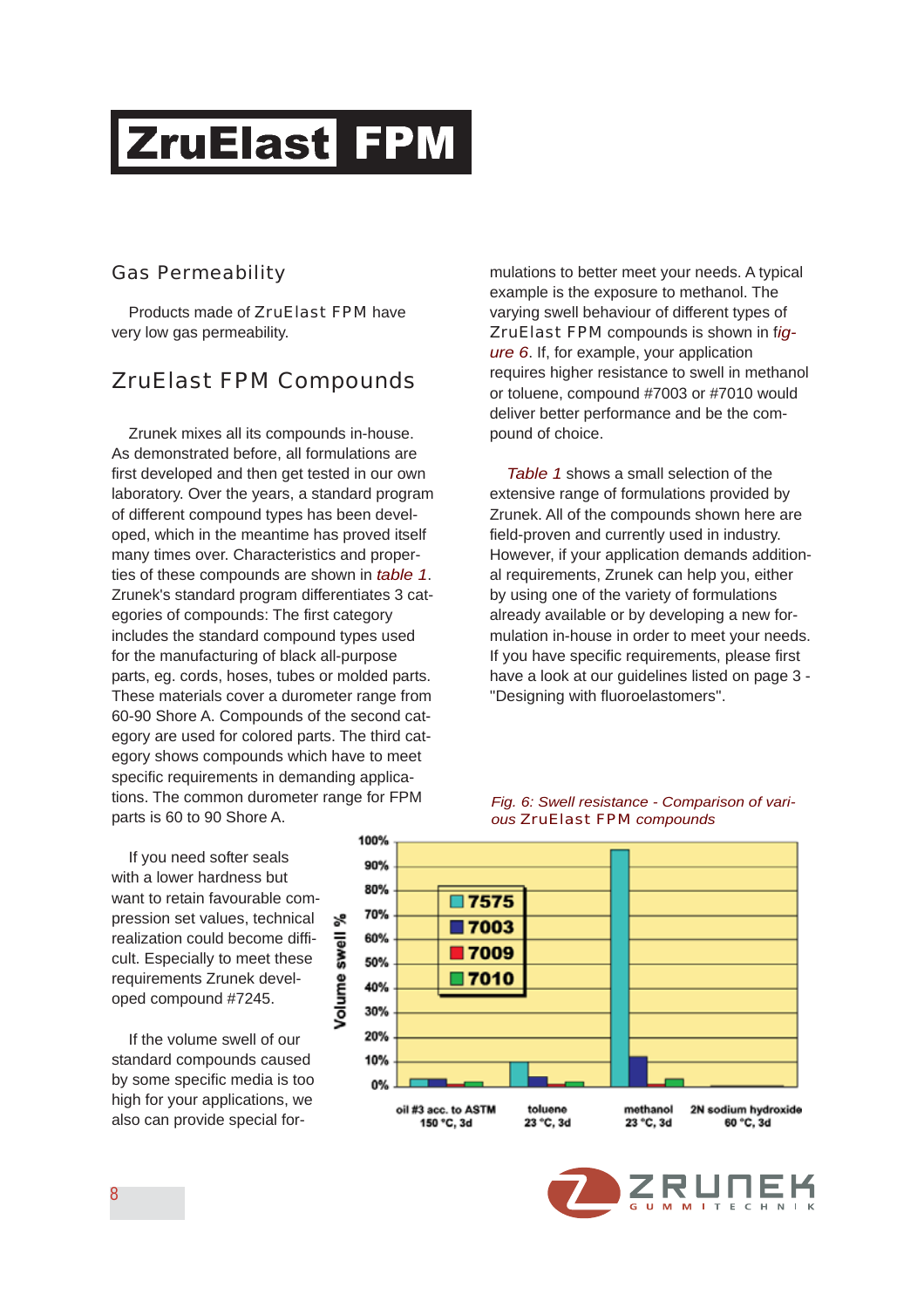# ZruElast FPM

## Gas Permeability

Products made of ZruElast FPM have very low gas permeability.

## ZruElast FPM Compounds

Zrunek mixes all its compounds in-house. As demonstrated before, all formulations are first developed and then get tested in our own laboratory. Over the years, a standard program of different compound types has been developed, which in the meantime has proved itself many times over. Characteristics and properties of these compounds are shown in *table 1*. Zrunek's standard program differentiates 3 categories of compounds: The first category includes the standard compound types used for the manufacturing of black all-purpose parts, eg. cords, hoses, tubes or molded parts. These materials cover a durometer range from 60-90 Shore A. Compounds of the second category are used for colored parts. The third category shows compounds which have to meet specific requirements in demanding applications. The common durometer range for FPM parts is 60 to 90 Shore A.

If you need softer seals with a lower hardness but want to retain favourable compression set values, technical realization could become difficult. Especially to meet these requirements Zrunek developed compound #7245.

If the volume swell of our standard compounds caused by some specific media is too high for your applications, we also can provide special formulations to better meet your needs. A typical example is the exposure to methanol. The varying swell behaviour of different types of ZruElast FPM compounds is shown in *figure 6*. If, for example, your application requires higher resistance to swell in methanol or toluene, compound #7003 or #7010 would deliver better performance and be the compound of choice.

*Table 1* shows a small selection of the extensive range of formulations provided by Zrunek. All of the compounds shown here are field-proven and currently used in industry. However, if your application demands additional requirements, Zrunek can help you, either by using one of the variety of formulations already available or by developing a new formulation in-house in order to meet your needs. If you have specific requirements, please first have a look at our guidelines listed on page 3 - "Designing with fluoroelastomers".

*Fig. 6: Swell resistance - Comparison of various ZruElast FPM compounds*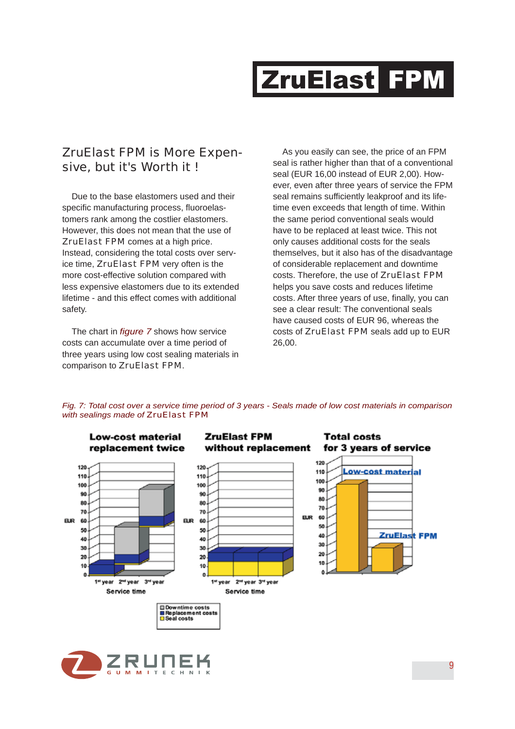# ZruElast FPM

## ZruElast FPM is More Expensive, but it's Worth it !

Due to the base elastomers used and their specific manufacturing process, fluoroelastomers rank among the costlier elastomers. However, this does not mean that the use of ZruElast FPM comes at a high price. Instead, considering the total costs over service time, ZruElast FPM very often is the more cost-effective solution compared with less expensive elastomers due to its extended lifetime - and this effect comes with additional safety.

The chart in *figure 7* shows how service costs can accumulate over a time period of three years using low cost sealing materials in comparison to ZruElast FPM.

As you easily can see, the price of an FPM seal is rather higher than that of a conventional seal (EUR 16,00 instead of EUR 2,00). However, even after three years of service the FPM seal remains sufficiently leakproof and its lifetime even exceeds that length of time. Within the same period conventional seals would have to be replaced at least twice. This not only causes additional costs for the seals themselves, but it also has of the disadvantage of considerable replacement and downtime costs. Therefore, the use of ZruElast FPM helps you save costs and reduces lifetime costs. After three years of use, finally, you can see a clear result: The conventional seals have caused costs of EUR 96, whereas the costs of ZruElast FPM seals add up to EUR 26,00.

*Fig. 7: Total cost over a service time period of 3 years - Seals made of low cost materials in comparison with sealings made of ZruElast FPM*

**Low-cost material replacement twice** | **ZruElast FPM without replacement** | **Total costs for 3 years of service**

Service time: 1st year, 2nd year, 3rd year (EUR, 0–120)

Total costs: Low-cost material; ZruElast FPM

Legend: Downtime costs; Replacement costs; Seal costs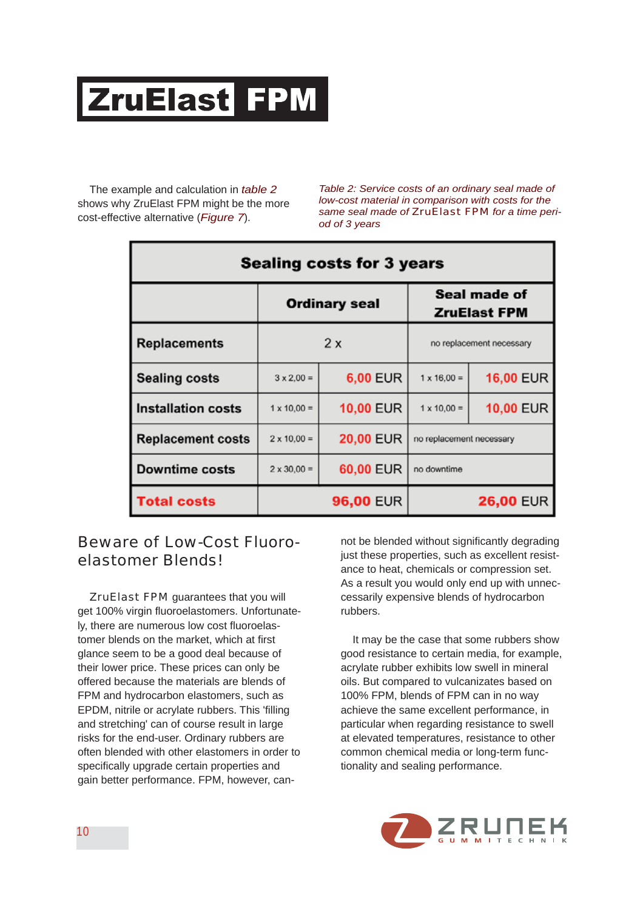# ZruElast FPM

The example and calculation in *table 2* shows why ZruElast FPM might be the more cost-effective alternative (*Figure 7*).

*Table 2: Service costs of an ordinary seal made of low-cost material in comparison with costs for the same seal made of ZruElast FPM for a time period of 3 years*

| Sealing costs for 3 years | | | | |
|---|---|---|---|---|
| | **Ordinary seal** | | **Seal made of ZruElast FPM** | |
| **Replacements** | 2 x | | no replacement necessary | |
| **Sealing costs** | 3 x 2,00 = | **6,00** EUR | 1 x 16,00 = | **16,00** EUR |
| **Installation costs** | 1 x 10,00 = | **10,00** EUR | 1 x 10,00 = | **10,00** EUR |
| **Replacement costs** | 2 x 10,00 = | **20,00** EUR | no replacement necessary | |
| **Downtime costs** | 2 x 30,00 = | **60,00** EUR | no downtime | |
| **Total costs** | | **96,00** EUR | | **26,00** EUR |

## Beware of Low-Cost Fluoroelastomer Blends!

ZruElast FPM guarantees that you will get 100% virgin fluoroelastomers. Unfortunately, there are numerous low cost fluoroelastomer blends on the market, which at first glance seem to be a good deal because of their lower price. These prices can only be offered because the materials are blends of FPM and hydrocarbon elastomers, such as EPDM, nitrile or acrylate rubbers. This 'filling and stretching' can of course result in large risks for the end-user. Ordinary rubbers are often blended with other elastomers in order to specifically upgrade certain properties and gain better performance. FPM, however, cannot be blended without significantly degrading just these properties, such as excellent resistance to heat, chemicals or compression set. As a result you would only end up with unnecessarily expensive blends of hydrocarbon rubbers.

It may be the case that some rubbers show good resistance to certain media, for example, acrylate rubber exhibits low swell in mineral oils. But compared to vulcanizates based on 100% FPM, blends of FPM can in no way achieve the same excellent performance, in particular when regarding resistance to swell at elevated temperatures, resistance to other common chemical media or long-term functionality and sealing performance.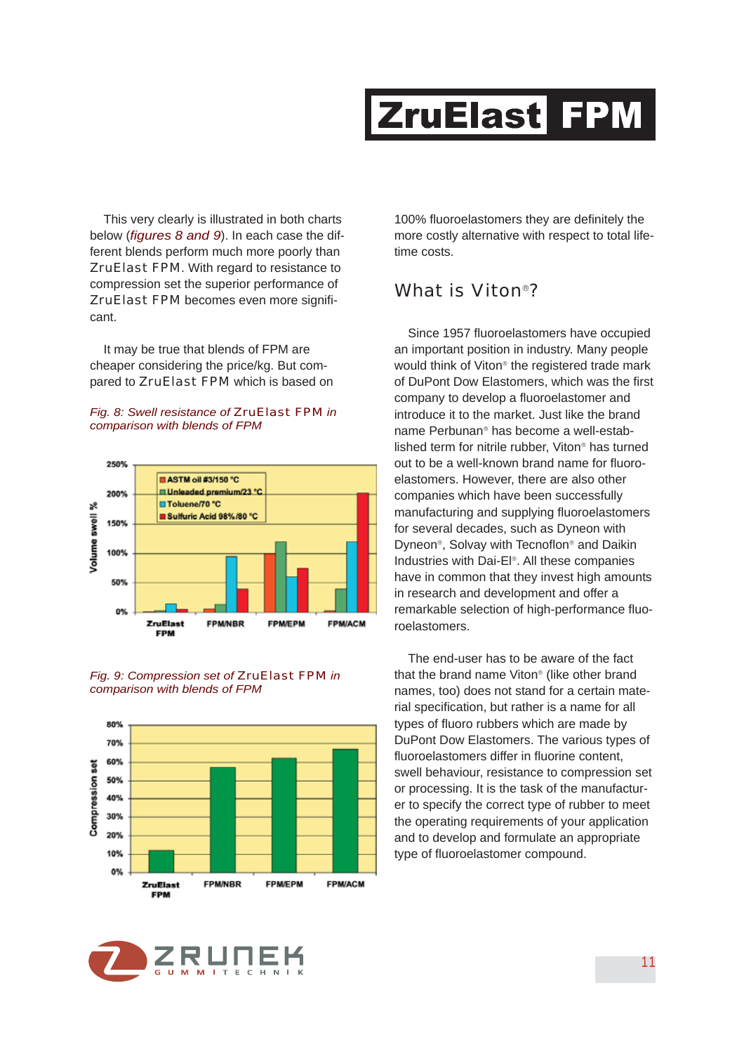This very clearly is illustrated in both charts below (*figures 8 and 9*). In each case the different blends perform much more poorly than ZruElast FPM. With regard to resistance to compression set the superior performance of ZruElast FPM becomes even more significant.

It may be true that blends of FPM are cheaper considering the price/kg. But compared to ZruElast FPM which is based on 100% fluoroelastomers they are definitely the more costly alternative with respect to total lifetime costs.

*Fig. 8: Swell resistance of ZruElast FPM in comparison with blends of FPM*

*Fig. 9: Compression set of ZruElast FPM in comparison with blends of FPM*

## What is Viton®?

Since 1957 fluoroelastomers have occupied an important position in industry. Many people would think of Viton® the registered trade mark of DuPont Dow Elastomers, which was the first company to develop a fluoroelastomer and introduce it to the market. Just like the brand name Perbunan® has become a well-established term for nitrile rubber, Viton® has turned out to be a well-known brand name for fluoroelastomers. However, there are also other companies which have been successfully manufacturing and supplying fluoroelastomers for several decades, such as Dyneon with Dyneon®, Solvay with Tecnoflon® and Daikin Industries with Dai-El®. All these companies have in common that they invest high amounts in research and development and offer a remarkable selection of high-performance fluoroelastomers.

The end-user has to be aware of the fact that the brand name Viton® (like other brand names, too) does not stand for a certain material specification, but rather is a name for all types of fluoro rubbers which are made by DuPont Dow Elastomers. The various types of fluoroelastomers differ in fluorine content, swell behaviour, resistance to compression set or processing. It is the task of the manufacturer to specify the correct type of rubber to meet the operating requirements of your application and to develop and formulate an appropriate type of fluoroelastomer compound.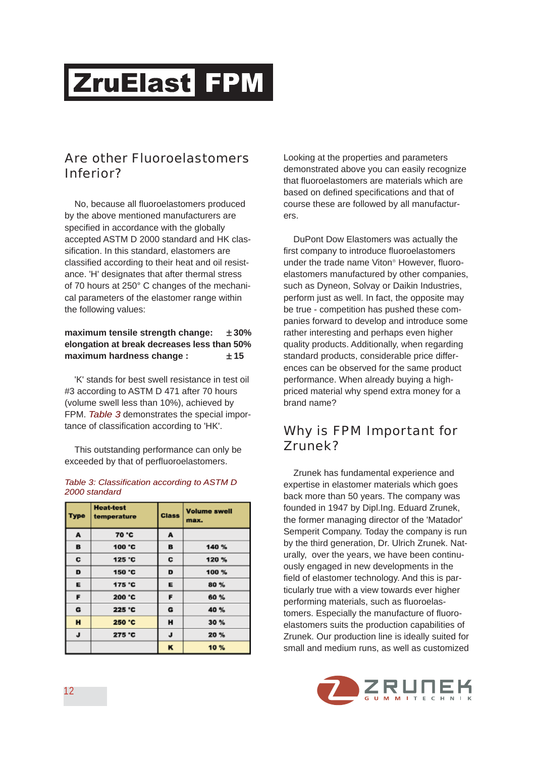# ZruElast FPM

## Are other Fluoroelastomers Inferior?

No, because all fluoroelastomers produced by the above mentioned manufacturers are specified in accordance with the globally accepted ASTM D 2000 standard and HK classification. In this standard, elastomers are classified according to their heat and oil resistance. 'H' designates that after thermal stress of 70 hours at 250° C changes of the mechanical parameters of the elastomer range within the following values:

**maximum tensile strength change: ± 30%**
**elongation at break decreases less than 50%**
**maximum hardness change : ± 15**

'K' stands for best swell resistance in test oil #3 according to ASTM D 471 after 70 hours (volume swell less than 10%), achieved by FPM. *Table 3* demonstrates the special importance of classification according to 'HK'.

This outstanding performance can only be exceeded by that of perfluoroelastomers.

*Table 3: Classification according to ASTM D 2000 standard*

| Type | Heat-test temperature | Class | Volume swell max. |
|---|---|---|---|
| A | 70 °C | A | |
| B | 100 °C | B | 140 % |
| C | 125 °C | C | 120 % |
| D | 150 °C | D | 100 % |
| E | 175 °C | E | 80 % |
| F | 200 °C | F | 60 % |
| G | 225 °C | G | 40 % |
| H | 250 °C | H | 30 % |
| J | 275 °C | J | 20 % |
| | | K | 10 % |

Looking at the properties and parameters demonstrated above you can easily recognize that fluoroelastomers are materials which are based on defined specifications and that of course these are followed by all manufacturers.

DuPont Dow Elastomers was actually the first company to introduce fluoroelastomers under the trade name Viton® However, fluoroelastomers manufactured by other companies, such as Dyneon, Solvay or Daikin Industries, perform just as well. In fact, the opposite may be true - competition has pushed these companies forward to develop and introduce some rather interesting and perhaps even higher quality products. Additionally, when regarding standard products, considerable price differences can be observed for the same product performance. When already buying a high-priced material why spend extra money for a brand name?

## Why is FPM Important for Zrunek?

Zrunek has fundamental experience and expertise in elastomer materials which goes back more than 50 years. The company was founded in 1947 by Dipl.Ing. Eduard Zrunek, the former managing director of the 'Matador' Semperit Company. Today the company is run by the third generation, Dr. Ulrich Zrunek. Naturally, over the years, we have been continuously engaged in new developments in the field of elastomer technology. And this is particularly true with a view towards ever higher performing materials, such as fluoroelastomers. Especially the manufacture of fluoroelastomers suits the production capabilities of Zrunek. Our production line is ideally suited for small and medium runs, as well as customized

ZRUNEK GUMMITECHNIK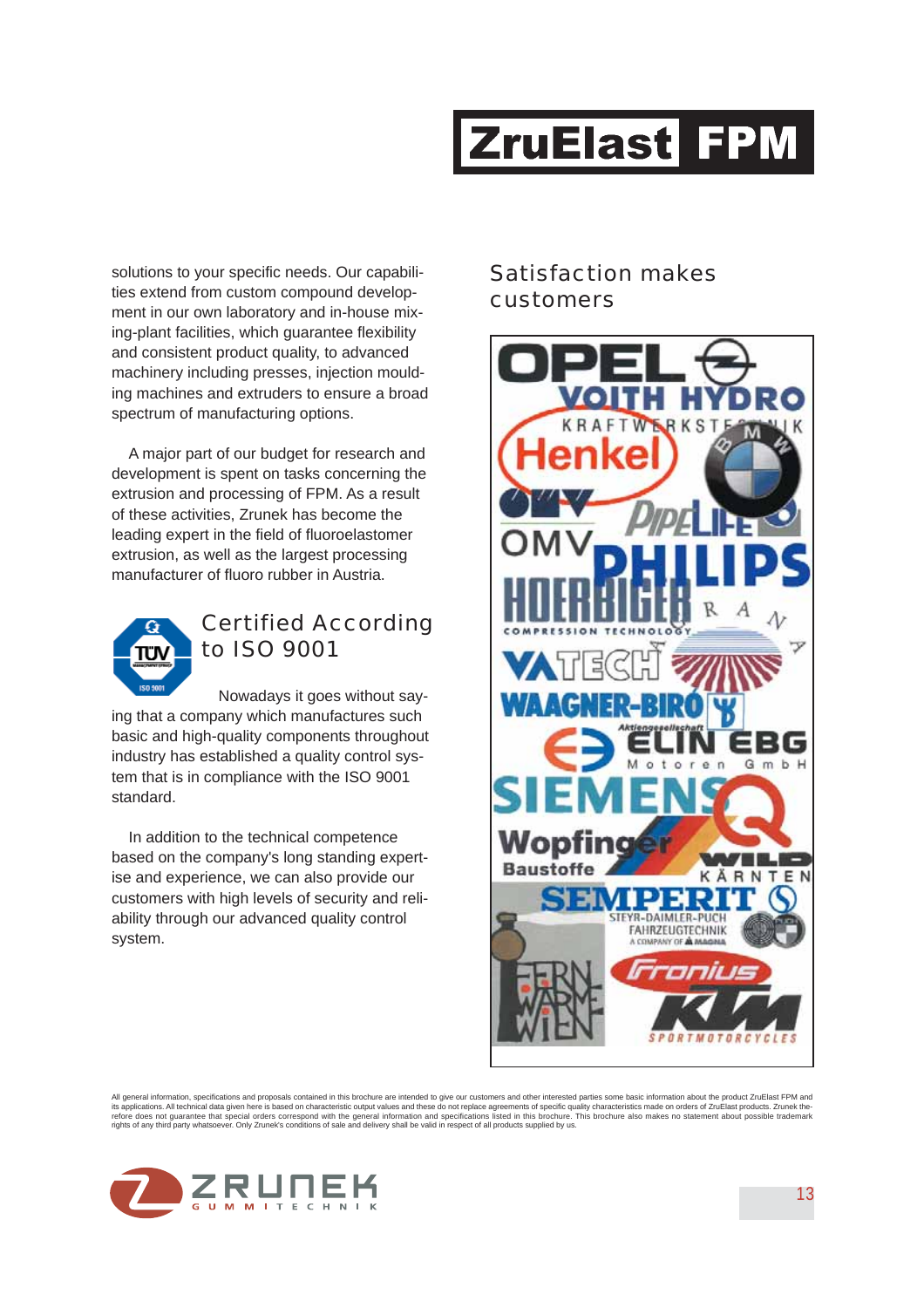# ZruElast FPM

solutions to your specific needs. Our capabilities extend from custom compound development in our own laboratory and in-house mixing-plant facilities, which guarantee flexibility and consistent product quality, to advanced machinery including presses, injection moulding machines and extruders to ensure a broad spectrum of manufacturing options.

A major part of our budget for research and development is spent on tasks concerning the extrusion and processing of FPM. As a result of these activities, Zrunek has become the leading expert in the field of fluoroelastomer extrusion, as well as the largest processing manufacturer of fluoro rubber in Austria.

## Certified According to ISO 9001

Nowadays it goes without saying that a company which manufactures such basic and high-quality components throughout industry has established a quality control system that is in compliance with the ISO 9001 standard.

In addition to the technical competence based on the company's long standing expertise and experience, we can also provide our customers with high levels of security and reliability through our advanced quality control system.

## Satisfaction makes customers

All general information, specifications and proposals contained in this brochure are intended to give our customers and other interested parties some basic information about the product ZruElast FPM and its applications. All technical data given here is based on characteristic output values and these do not replace agreements of specific quality characteristics made on orders of ZruElast products. Zrunek therefore does not guarantee that special orders correspond with the general information and specifications listed in this brochure. This brochure also makes no statement about possible trademark rights of any third party whatsoever. Only Zrunek's conditions of sale and delivery shall be valid in respect of all products supplied by us.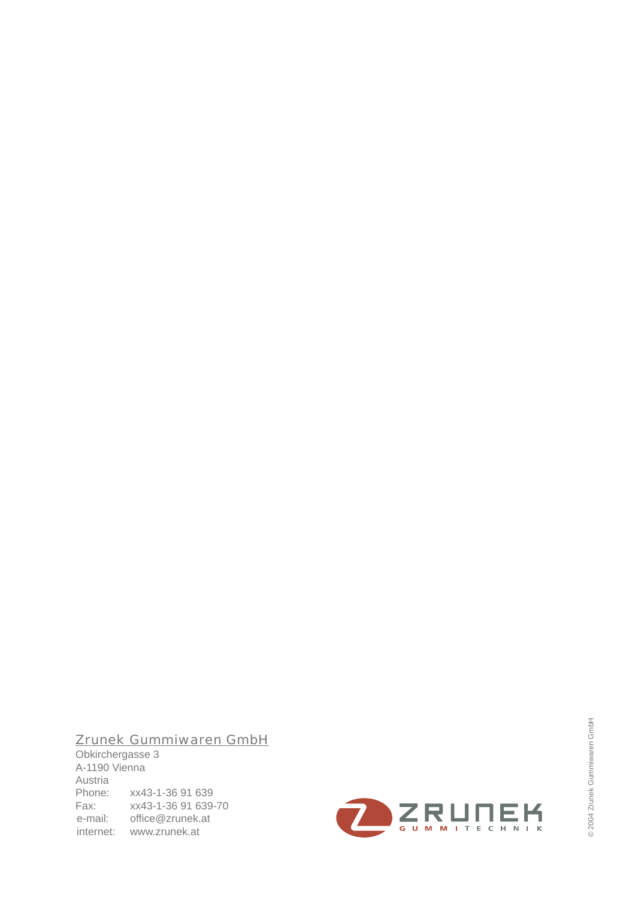Zrunek Gummiwaren GmbH

Obkirchergasse 3
A-1190 Vienna
Austria

| | |
|---|---|
| Phone: | xx43-1-36 91 639 |
| Fax: | xx43-1-36 91 639-70 |
| e-mail: | office@zrunek.at |
| internet: | www.zrunek.at |

ZRUNEK GUMMITECHNIK

© 2004 Zrunek Gummiwaren GmbH